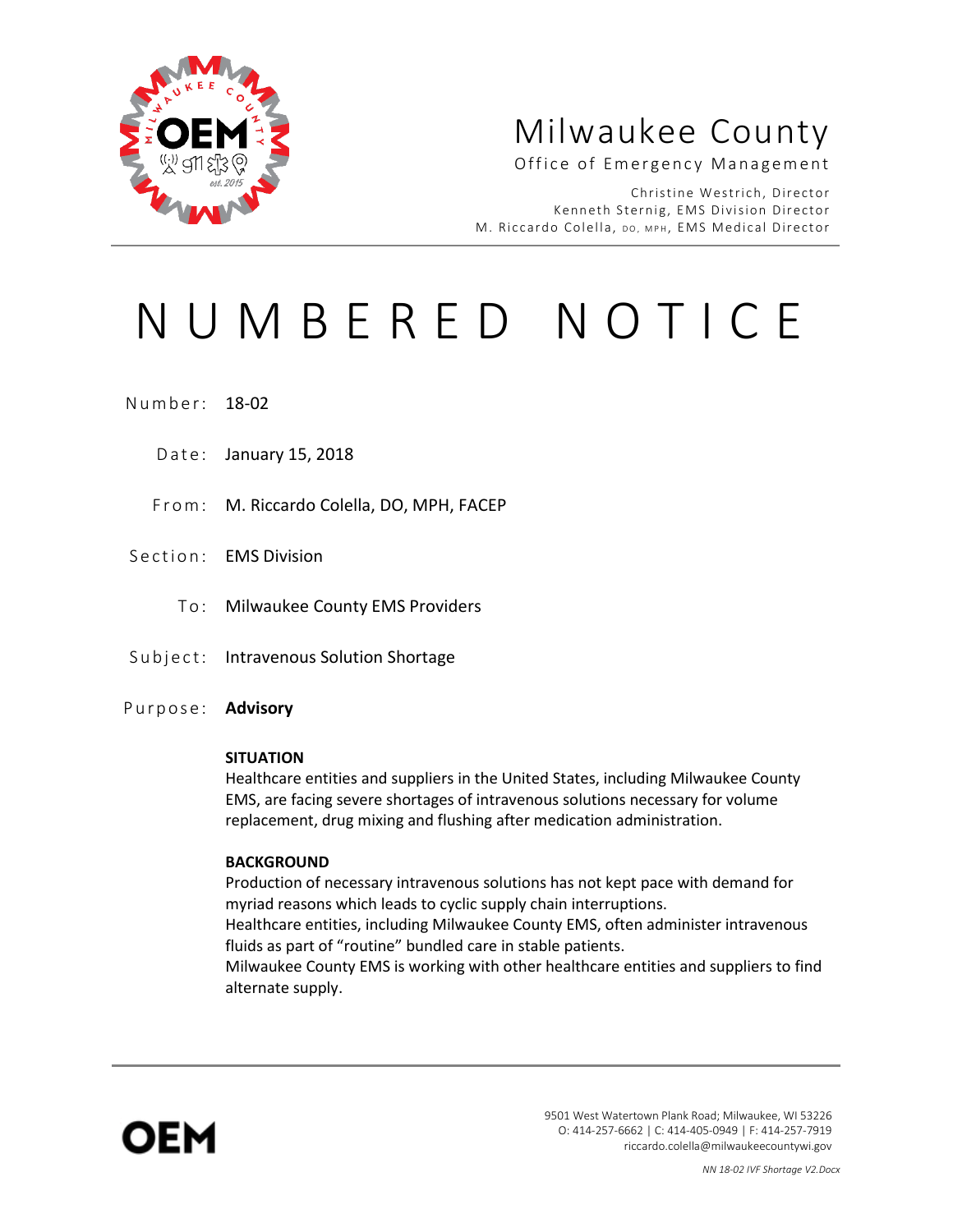# Milwaukee County

Office of Emergency Management

Christine Westrich, Director
Kenneth Sternig, EMS Division Director
M. Riccardo Colella, DO, MPH, EMS Medical Director

# NUMBERED NOTICE

Number: 18-02

Date: January 15, 2018

From: M. Riccardo Colella, DO, MPH, FACEP

Section: EMS Division

To: Milwaukee County EMS Providers

Subject: Intravenous Solution Shortage

Purpose: **Advisory**

**SITUATION**

Healthcare entities and suppliers in the United States, including Milwaukee County EMS, are facing severe shortages of intravenous solutions necessary for volume replacement, drug mixing and flushing after medication administration.

**BACKGROUND**

Production of necessary intravenous solutions has not kept pace with demand for myriad reasons which leads to cyclic supply chain interruptions.

Healthcare entities, including Milwaukee County EMS, often administer intravenous fluids as part of "routine" bundled care in stable patients.

Milwaukee County EMS is working with other healthcare entities and suppliers to find alternate supply.

9501 West Watertown Plank Road; Milwaukee, WI 53226
O: 414-257-6662 | C: 414-405-0949 | F: 414-257-7919
riccardo.colella@milwaukeecountywi.gov

*NN 18-02 IVF Shortage V2.Docx*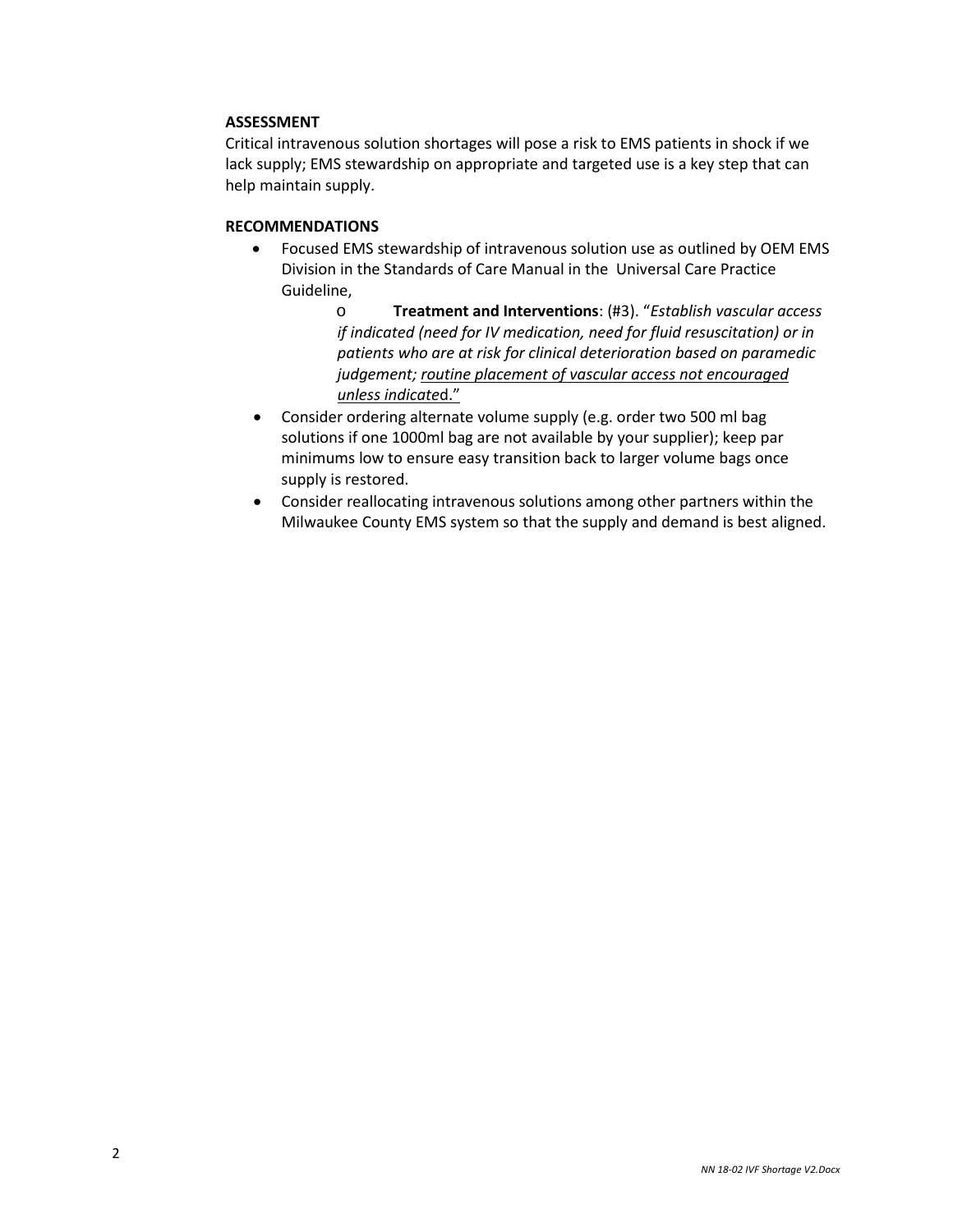**ASSESSMENT**

Critical intravenous solution shortages will pose a risk to EMS patients in shock if we lack supply; EMS stewardship on appropriate and targeted use is a key step that can help maintain supply.

**RECOMMENDATIONS**

- Focused EMS stewardship of intravenous solution use as outlined by OEM EMS Division in the Standards of Care Manual in the Universal Care Practice Guideline,
  - **Treatment and Interventions**: (#3). "*Establish vascular access if indicated (need for IV medication, need for fluid resuscitation) or in patients who are at risk for clinical deterioration based on paramedic judgement; routine placement of vascular access not encouraged unless indicated*."
- Consider ordering alternate volume supply (e.g. order two 500 ml bag solutions if one 1000ml bag are not available by your supplier); keep par minimums low to ensure easy transition back to larger volume bags once supply is restored.
- Consider reallocating intravenous solutions among other partners within the Milwaukee County EMS system so that the supply and demand is best aligned.